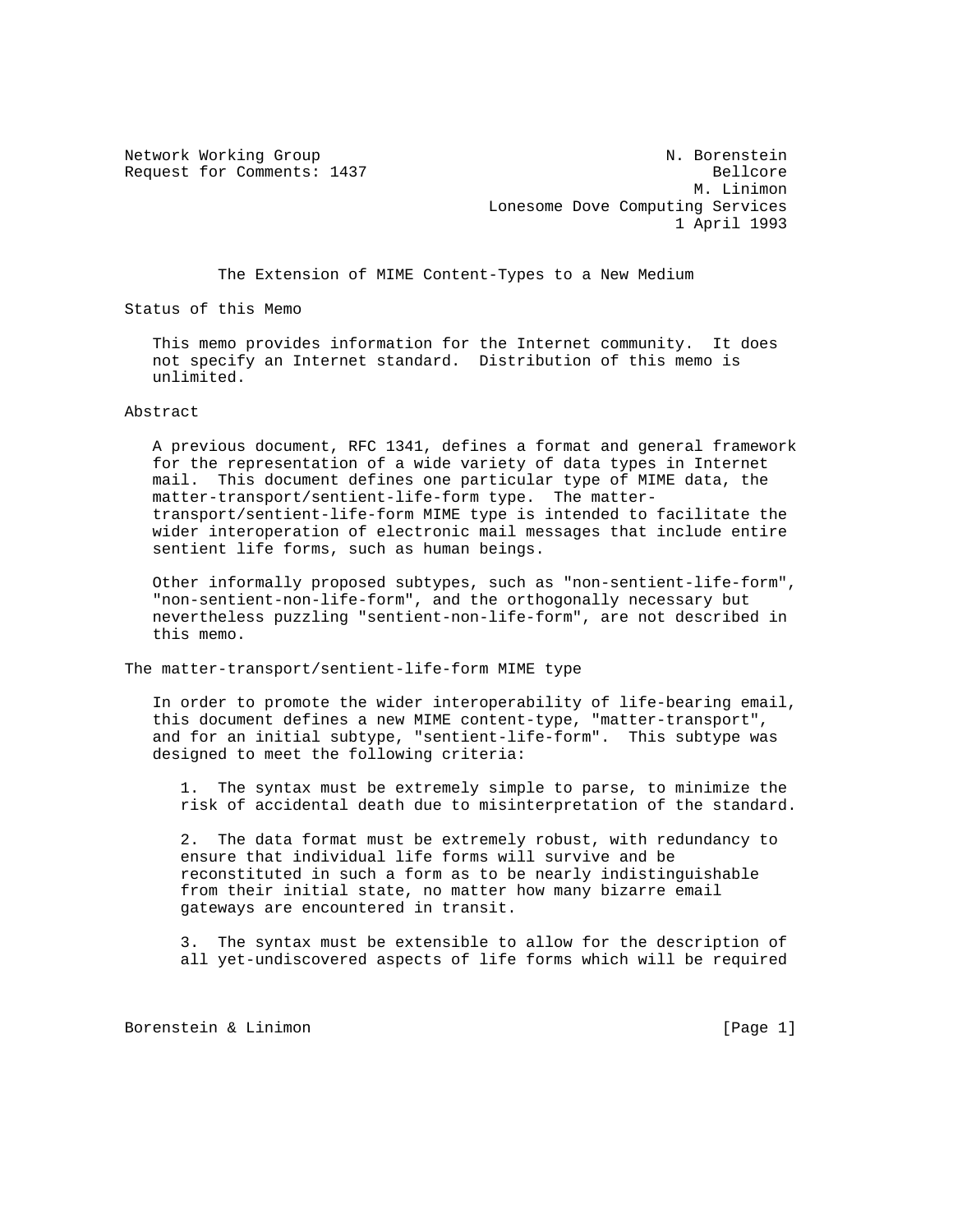Network Working Group N. Borenstein
Request for Comments: 1437 Bellcore
M. Linimon
Lonesome Dove Computing Services
1 April 1993

# The Extension of MIME Content-Types to a New Medium

## Status of this Memo

This memo provides information for the Internet community. It does not specify an Internet standard. Distribution of this memo is unlimited.

## Abstract

A previous document, RFC 1341, defines a format and general framework for the representation of a wide variety of data types in Internet mail. This document defines one particular type of MIME data, the matter-transport/sentient-life-form type. The matter-transport/sentient-life-form MIME type is intended to facilitate the wider interoperation of electronic mail messages that include entire sentient life forms, such as human beings.

Other informally proposed subtypes, such as "non-sentient-life-form", "non-sentient-non-life-form", and the orthogonally necessary but nevertheless puzzling "sentient-non-life-form", are not described in this memo.

## The matter-transport/sentient-life-form MIME type

In order to promote the wider interoperability of life-bearing email, this document defines a new MIME content-type, "matter-transport", and for an initial subtype, "sentient-life-form". This subtype was designed to meet the following criteria:

1. The syntax must be extremely simple to parse, to minimize the risk of accidental death due to misinterpretation of the standard.

2. The data format must be extremely robust, with redundancy to ensure that individual life forms will survive and be reconstituted in such a form as to be nearly indistinguishable from their initial state, no matter how many bizarre email gateways are encountered in transit.

3. The syntax must be extensible to allow for the description of all yet-undiscovered aspects of life forms which will be required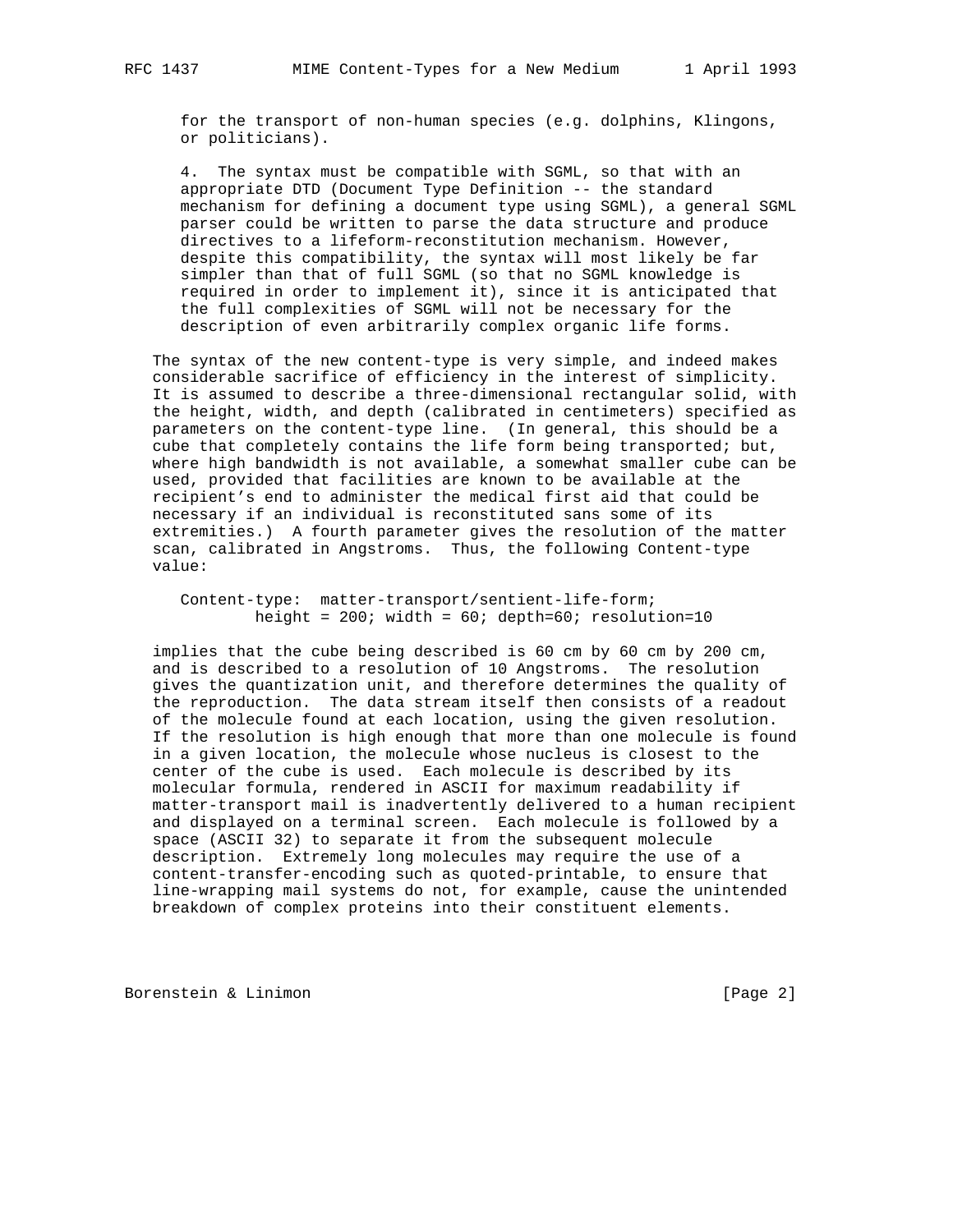for the transport of non-human species (e.g. dolphins, Klingons, or politicians).

4. The syntax must be compatible with SGML, so that with an appropriate DTD (Document Type Definition -- the standard mechanism for defining a document type using SGML), a general SGML parser could be written to parse the data structure and produce directives to a lifeform-reconstitution mechanism. However, despite this compatibility, the syntax will most likely be far simpler than that of full SGML (so that no SGML knowledge is required in order to implement it), since it is anticipated that the full complexities of SGML will not be necessary for the description of even arbitrarily complex organic life forms.

The syntax of the new content-type is very simple, and indeed makes considerable sacrifice of efficiency in the interest of simplicity. It is assumed to describe a three-dimensional rectangular solid, with the height, width, and depth (calibrated in centimeters) specified as parameters on the content-type line. (In general, this should be a cube that completely contains the life form being transported; but, where high bandwidth is not available, a somewhat smaller cube can be used, provided that facilities are known to be available at the recipient's end to administer the medical first aid that could be necessary if an individual is reconstituted sans some of its extremities.) A fourth parameter gives the resolution of the matter scan, calibrated in Angstroms. Thus, the following Content-type value:

```
Content-type:  matter-transport/sentient-life-form;
        height = 200; width = 60; depth=60; resolution=10
```

implies that the cube being described is 60 cm by 60 cm by 200 cm, and is described to a resolution of 10 Angstroms. The resolution gives the quantization unit, and therefore determines the quality of the reproduction. The data stream itself then consists of a readout of the molecule found at each location, using the given resolution. If the resolution is high enough that more than one molecule is found in a given location, the molecule whose nucleus is closest to the center of the cube is used. Each molecule is described by its molecular formula, rendered in ASCII for maximum readability if matter-transport mail is inadvertently delivered to a human recipient and displayed on a terminal screen. Each molecule is followed by a space (ASCII 32) to separate it from the subsequent molecule description. Extremely long molecules may require the use of a content-transfer-encoding such as quoted-printable, to ensure that line-wrapping mail systems do not, for example, cause the unintended breakdown of complex proteins into their constituent elements.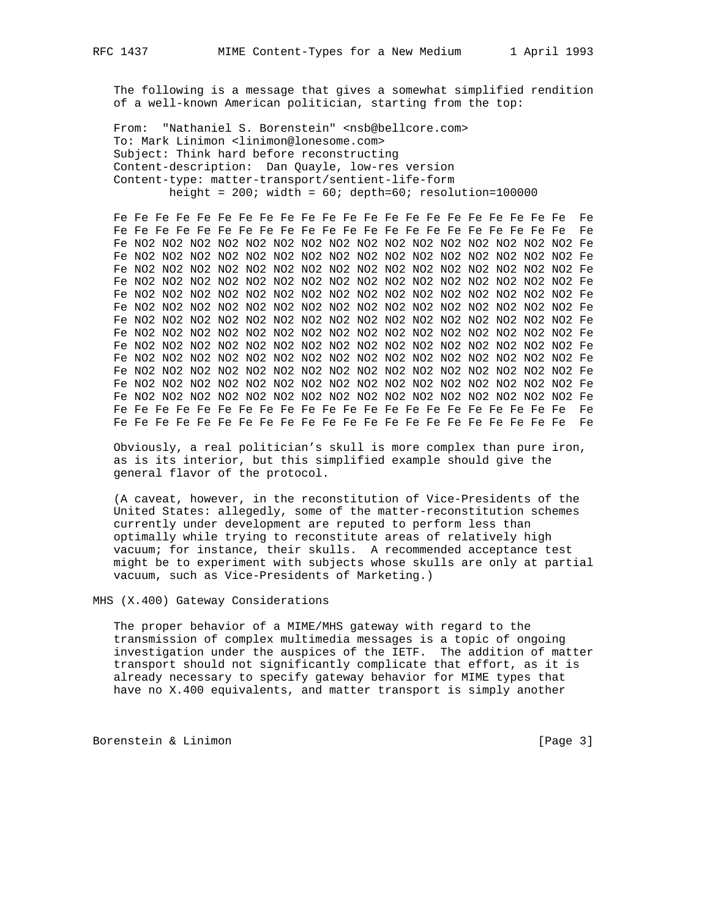The following is a message that gives a somewhat simplified rendition of a well-known American politician, starting from the top:

```
From:  "Nathaniel S. Borenstein" <nsb@bellcore.com>
To: Mark Linimon <linimon@lonesome.com>
Subject: Think hard before reconstructing
Content-description:  Dan Quayle, low-res version
Content-type: matter-transport/sentient-life-form
        height = 200; width = 60; depth=60; resolution=100000

Fe Fe Fe Fe Fe Fe Fe Fe Fe Fe Fe Fe Fe Fe Fe Fe Fe Fe Fe Fe Fe Fe  Fe
Fe Fe Fe Fe Fe Fe Fe Fe Fe Fe Fe Fe Fe Fe Fe Fe Fe Fe Fe Fe Fe Fe  Fe
Fe NO2 NO2 NO2 NO2 NO2 NO2 NO2 NO2 NO2 NO2 NO2 NO2 NO2 NO2 NO2 NO2 Fe
Fe NO2 NO2 NO2 NO2 NO2 NO2 NO2 NO2 NO2 NO2 NO2 NO2 NO2 NO2 NO2 NO2 Fe
Fe NO2 NO2 NO2 NO2 NO2 NO2 NO2 NO2 NO2 NO2 NO2 NO2 NO2 NO2 NO2 NO2 Fe
Fe NO2 NO2 NO2 NO2 NO2 NO2 NO2 NO2 NO2 NO2 NO2 NO2 NO2 NO2 NO2 NO2 Fe
Fe NO2 NO2 NO2 NO2 NO2 NO2 NO2 NO2 NO2 NO2 NO2 NO2 NO2 NO2 NO2 NO2 Fe
Fe NO2 NO2 NO2 NO2 NO2 NO2 NO2 NO2 NO2 NO2 NO2 NO2 NO2 NO2 NO2 NO2 Fe
Fe NO2 NO2 NO2 NO2 NO2 NO2 NO2 NO2 NO2 NO2 NO2 NO2 NO2 NO2 NO2 NO2 Fe
Fe NO2 NO2 NO2 NO2 NO2 NO2 NO2 NO2 NO2 NO2 NO2 NO2 NO2 NO2 NO2 NO2 Fe
Fe NO2 NO2 NO2 NO2 NO2 NO2 NO2 NO2 NO2 NO2 NO2 NO2 NO2 NO2 NO2 NO2 Fe
Fe NO2 NO2 NO2 NO2 NO2 NO2 NO2 NO2 NO2 NO2 NO2 NO2 NO2 NO2 NO2 NO2 Fe
Fe NO2 NO2 NO2 NO2 NO2 NO2 NO2 NO2 NO2 NO2 NO2 NO2 NO2 NO2 NO2 NO2 Fe
Fe NO2 NO2 NO2 NO2 NO2 NO2 NO2 NO2 NO2 NO2 NO2 NO2 NO2 NO2 NO2 NO2 Fe
Fe NO2 NO2 NO2 NO2 NO2 NO2 NO2 NO2 NO2 NO2 NO2 NO2 NO2 NO2 NO2 NO2 Fe
Fe Fe Fe Fe Fe Fe Fe Fe Fe Fe Fe Fe Fe Fe Fe Fe Fe Fe Fe Fe Fe Fe  Fe
Fe Fe Fe Fe Fe Fe Fe Fe Fe Fe Fe Fe Fe Fe Fe Fe Fe Fe Fe Fe Fe Fe  Fe
```

Obviously, a real politician’s skull is more complex than pure iron, as is its interior, but this simplified example should give the general flavor of the protocol.

(A caveat, however, in the reconstitution of Vice-Presidents of the United States: allegedly, some of the matter-reconstitution schemes currently under development are reputed to perform less than optimally while trying to reconstitute areas of relatively high vacuum; for instance, their skulls. A recommended acceptance test might be to experiment with subjects whose skulls are only at partial vacuum, such as Vice-Presidents of Marketing.)

## MHS (X.400) Gateway Considerations

The proper behavior of a MIME/MHS gateway with regard to the transmission of complex multimedia messages is a topic of ongoing investigation under the auspices of the IETF. The addition of matter transport should not significantly complicate that effort, as it is already necessary to specify gateway behavior for MIME types that have no X.400 equivalents, and matter transport is simply another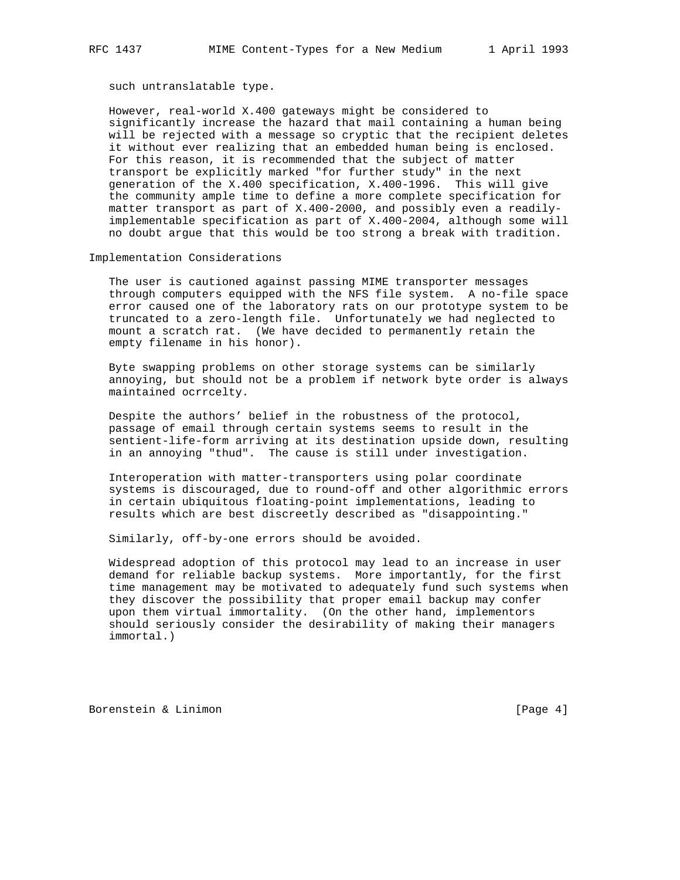such untranslatable type.

However, real-world X.400 gateways might be considered to significantly increase the hazard that mail containing a human being will be rejected with a message so cryptic that the recipient deletes it without ever realizing that an embedded human being is enclosed. For this reason, it is recommended that the subject of matter transport be explicitly marked "for further study" in the next generation of the X.400 specification, X.400-1996. This will give the community ample time to define a more complete specification for matter transport as part of X.400-2000, and possibly even a readily-implementable specification as part of X.400-2004, although some will no doubt argue that this would be too strong a break with tradition.

## Implementation Considerations

The user is cautioned against passing MIME transporter messages through computers equipped with the NFS file system. A no-file space error caused one of the laboratory rats on our prototype system to be truncated to a zero-length file. Unfortunately we had neglected to mount a scratch rat. (We have decided to permanently retain the empty filename in his honor).

Byte swapping problems on other storage systems can be similarly annoying, but should not be a problem if network byte order is always maintained ocrrcelty.

Despite the authors' belief in the robustness of the protocol, passage of email through certain systems seems to result in the sentient-life-form arriving at its destination upside down, resulting in an annoying "thud". The cause is still under investigation.

Interoperation with matter-transporters using polar coordinate systems is discouraged, due to round-off and other algorithmic errors in certain ubiquitous floating-point implementations, leading to results which are best discreetly described as "disappointing."

Similarly, off-by-one errors should be avoided.

Widespread adoption of this protocol may lead to an increase in user demand for reliable backup systems. More importantly, for the first time management may be motivated to adequately fund such systems when they discover the possibility that proper email backup may confer upon them virtual immortality. (On the other hand, implementors should seriously consider the desirability of making their managers immortal.)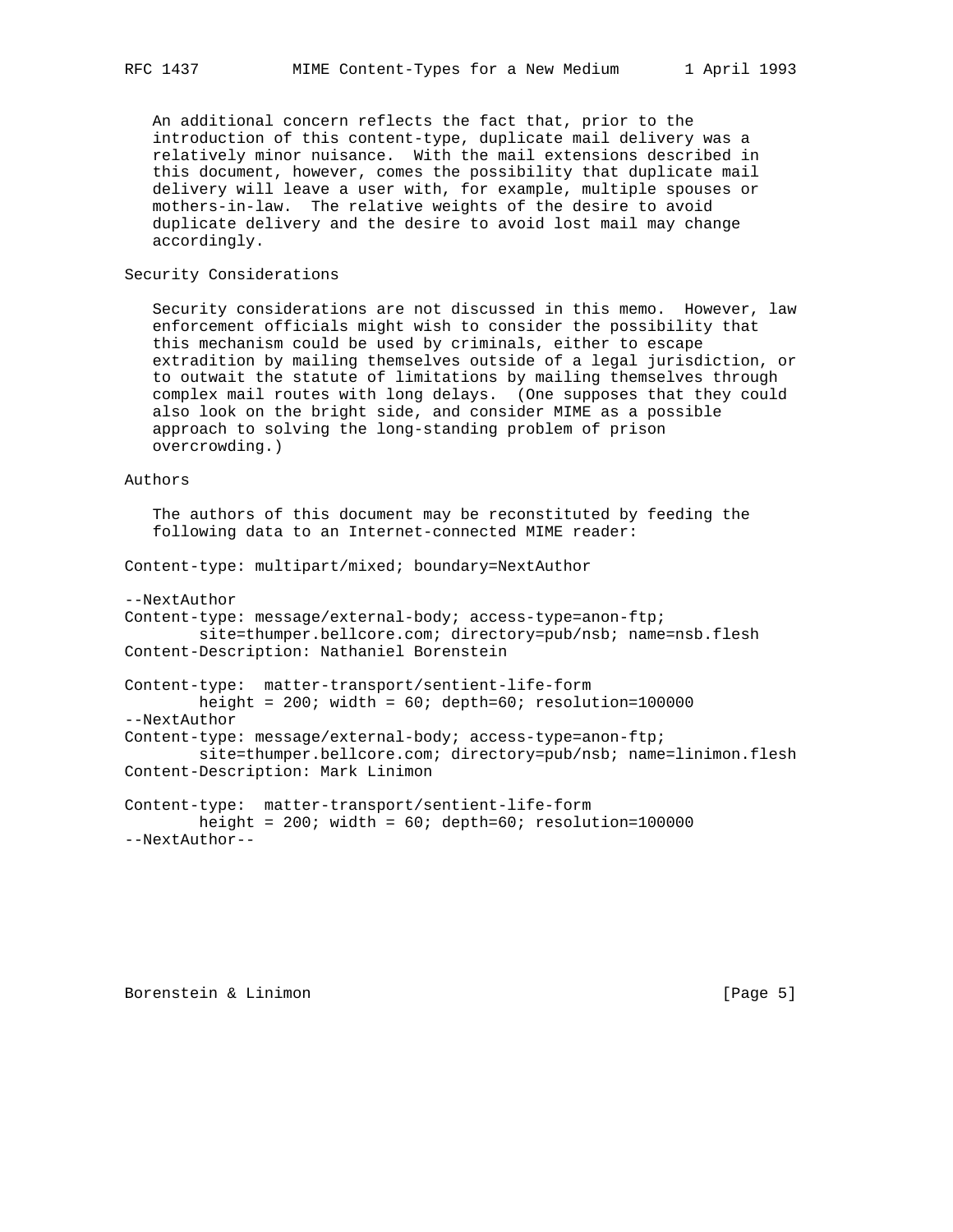An additional concern reflects the fact that, prior to the introduction of this content-type, duplicate mail delivery was a relatively minor nuisance. With the mail extensions described in this document, however, comes the possibility that duplicate mail delivery will leave a user with, for example, multiple spouses or mothers-in-law. The relative weights of the desire to avoid duplicate delivery and the desire to avoid lost mail may change accordingly.

## Security Considerations

Security considerations are not discussed in this memo. However, law enforcement officials might wish to consider the possibility that this mechanism could be used by criminals, either to escape extradition by mailing themselves outside of a legal jurisdiction, or to outwait the statute of limitations by mailing themselves through complex mail routes with long delays. (One supposes that they could also look on the bright side, and consider MIME as a possible approach to solving the long-standing problem of prison overcrowding.)

## Authors

The authors of this document may be reconstituted by feeding the following data to an Internet-connected MIME reader:

```
Content-type: multipart/mixed; boundary=NextAuthor

--NextAuthor
Content-type: message/external-body; access-type=anon-ftp;
        site=thumper.bellcore.com; directory=pub/nsb; name=nsb.flesh
Content-Description: Nathaniel Borenstein

Content-type:  matter-transport/sentient-life-form
        height = 200; width = 60; depth=60; resolution=100000
--NextAuthor
Content-type: message/external-body; access-type=anon-ftp;
        site=thumper.bellcore.com; directory=pub/nsb; name=linimon.flesh
Content-Description: Mark Linimon

Content-type:  matter-transport/sentient-life-form
        height = 200; width = 60; depth=60; resolution=100000
--NextAuthor--
```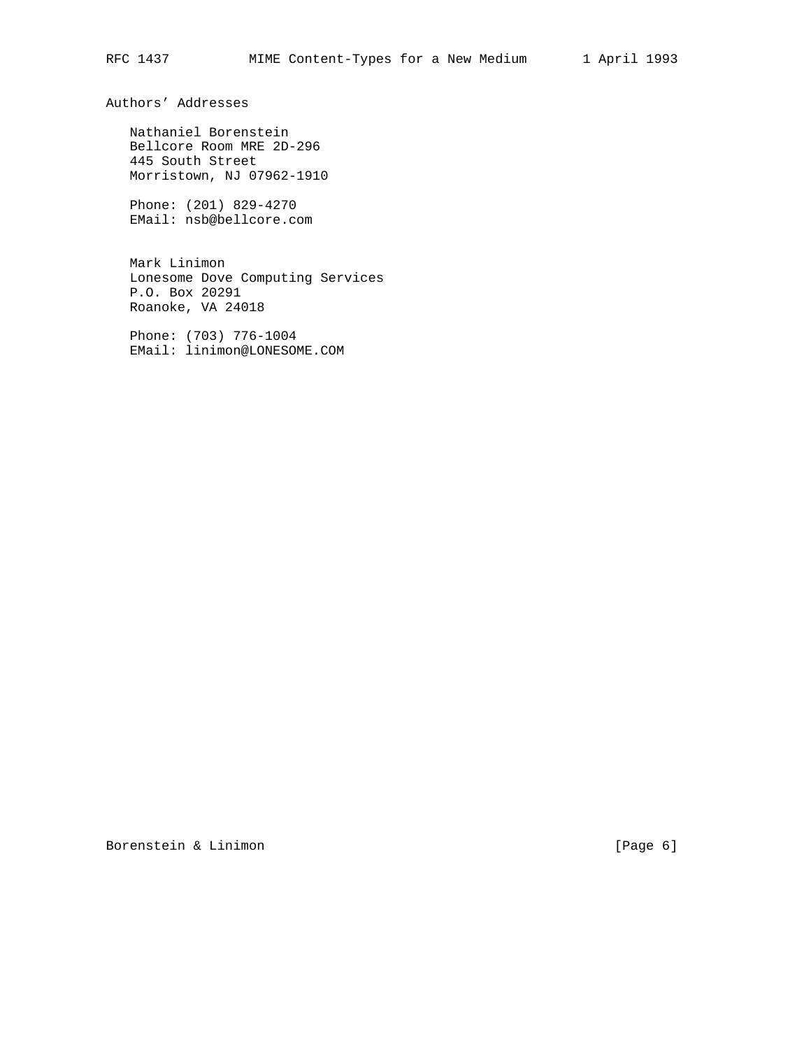## Authors' Addresses

Nathaniel Borenstein
Bellcore Room MRE 2D-296
445 South Street
Morristown, NJ 07962-1910

Phone: (201) 829-4270
EMail: nsb@bellcore.com

Mark Linimon
Lonesome Dove Computing Services
P.O. Box 20291
Roanoke, VA 24018

Phone: (703) 776-1004
EMail: linimon@LONESOME.COM